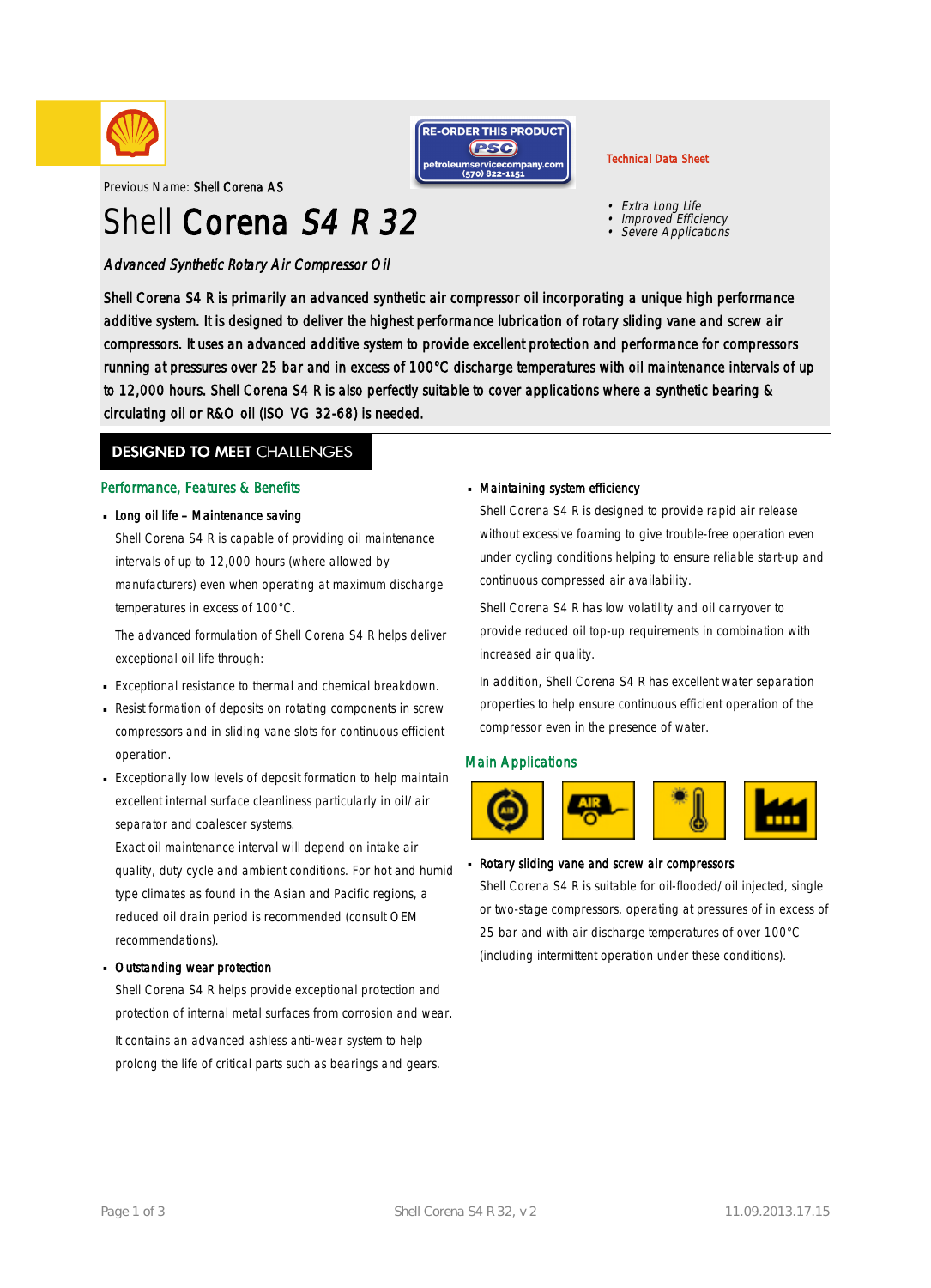Technical Data Sheet

RE-ORDER THIS PRODUCT
PSC
petroleumservicecompany.com
(570) 822-1151

Previous Name: **Shell Corena AS**

# Shell **Corena** *S4 R 32*

- *Extra Long Life*
- *Improved Efficiency*
- *Severe Applications*

*Advanced Synthetic Rotary Air Compressor Oil*

Shell Corena S4 R is primarily an advanced synthetic air compressor oil incorporating a unique high performance additive system. It is designed to deliver the highest performance lubrication of rotary sliding vane and screw air compressors. It uses an advanced additive system to provide excellent protection and performance for compressors running at pressures over 25 bar and in excess of 100°C discharge temperatures with oil maintenance intervals of up to 12,000 hours. Shell Corena S4 R is also perfectly suitable to cover applications where a synthetic bearing & circulating oil or R&O oil (ISO VG 32-68) is needed.

## DESIGNED TO MEET CHALLENGES

### Performance, Features & Benefits

- **Long oil life – Maintenance saving**

  Shell Corena S4 R is capable of providing oil maintenance intervals of up to 12,000 hours (where allowed by manufacturers) even when operating at maximum discharge temperatures in excess of 100°C.

  The advanced formulation of Shell Corena S4 R helps deliver exceptional oil life through:

- Exceptional resistance to thermal and chemical breakdown.
- Resist formation of deposits on rotating components in screw compressors and in sliding vane slots for continuous efficient operation.
- Exceptionally low levels of deposit formation to help maintain excellent internal surface cleanliness particularly in oil/air separator and coalescer systems.

  Exact oil maintenance interval will depend on intake air quality, duty cycle and ambient conditions. For hot and humid type climates as found in the Asian and Pacific regions, a reduced oil drain period is recommended (consult OEM recommendations).

- **Outstanding wear protection**

  Shell Corena S4 R helps provide exceptional protection and protection of internal metal surfaces from corrosion and wear.

  It contains an advanced ashless anti-wear system to help prolong the life of critical parts such as bearings and gears.

- **Maintaining system efficiency**

  Shell Corena S4 R is designed to provide rapid air release without excessive foaming to give trouble-free operation even under cycling conditions helping to ensure reliable start-up and continuous compressed air availability.

  Shell Corena S4 R has low volatility and oil carryover to provide reduced oil top-up requirements in combination with increased air quality.

  In addition, Shell Corena S4 R has excellent water separation properties to help ensure continuous efficient operation of the compressor even in the presence of water.

### Main Applications

- **Rotary sliding vane and screw air compressors**

  Shell Corena S4 R is suitable for oil-flooded/oil injected, single or two-stage compressors, operating at pressures of in excess of 25 bar and with air discharge temperatures of over 100°C (including intermittent operation under these conditions).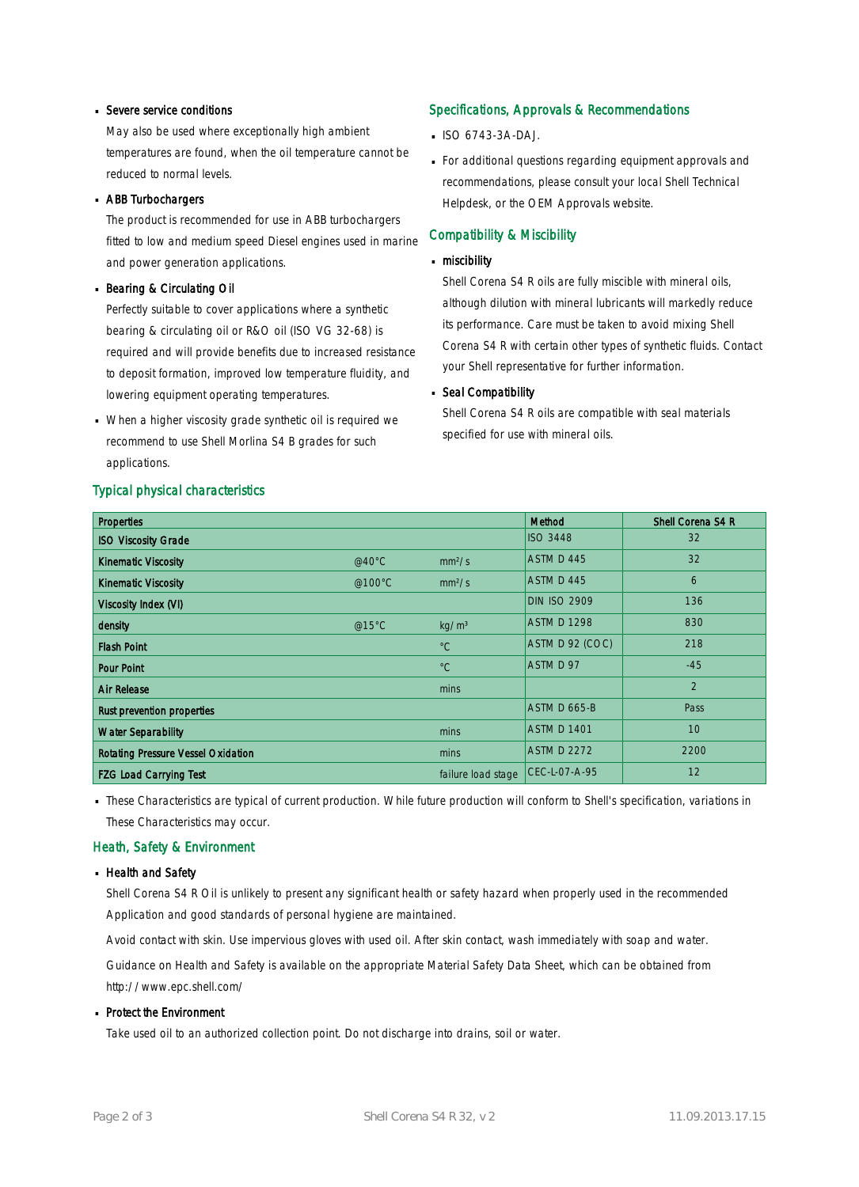- **Severe service conditions**

  May also be used where exceptionally high ambient temperatures are found, when the oil temperature cannot be reduced to normal levels.

- **ABB Turbochargers**

  The product is recommended for use in ABB turbochargers fitted to low and medium speed Diesel engines used in marine and power generation applications.

- **Bearing & Circulating Oil**

  Perfectly suitable to cover applications where a synthetic bearing & circulating oil or R&O oil (ISO VG 32-68) is required and will provide benefits due to increased resistance to deposit formation, improved low temperature fluidity, and lowering equipment operating temperatures.

- When a higher viscosity grade synthetic oil is required we recommend to use Shell Morlina S4 B grades for such applications.

## Specifications, Approvals & Recommendations

- ISO 6743-3A-DAJ.
- For additional questions regarding equipment approvals and recommendations, please consult your local Shell Technical Helpdesk, or the OEM Approvals website.

## Compatibility & Miscibility

- **miscibility**

  Shell Corena S4 R oils are fully miscible with mineral oils, although dilution with mineral lubricants will markedly reduce its performance. Care must be taken to avoid mixing Shell Corena S4 R with certain other types of synthetic fluids. Contact your Shell representative for further information.

- **Seal Compatibility**

  Shell Corena S4 R oils are compatible with seal materials specified for use with mineral oils.

## Typical physical characteristics

| Properties | | | Method | Shell Corena S4 R |
|---|---|---|---|---|
| ISO Viscosity Grade | | | ISO 3448 | 32 |
| Kinematic Viscosity | @40°C | mm²/s | ASTM D 445 | 32 |
| Kinematic Viscosity | @100°C | mm²/s | ASTM D 445 | 6 |
| Viscosity Index (VI) | | | DIN ISO 2909 | 136 |
| density | @15°C | kg/m³ | ASTM D 1298 | 830 |
| Flash Point | | °C | ASTM D 92 (COC) | 218 |
| Pour Point | | °C | ASTM D 97 | -45 |
| Air Release | | mins | | 2 |
| Rust prevention properties | | | ASTM D 665-B | Pass |
| Water Separability | | mins | ASTM D 1401 | 10 |
| Rotating Pressure Vessel Oxidation | | mins | ASTM D 2272 | 2200 |
| FZG Load Carrying Test | | failure load stage | CEC-L-07-A-95 | 12 |

- These Characteristics are typical of current production. While future production will conform to Shell's specification, variations in These Characteristics may occur.

## Heath, Safety & Environment

- **Health and Safety**

  Shell Corena S4 R Oil is unlikely to present any significant health or safety hazard when properly used in the recommended Application and good standards of personal hygiene are maintained.

  Avoid contact with skin. Use impervious gloves with used oil. After skin contact, wash immediately with soap and water.

  Guidance on Health and Safety is available on the appropriate Material Safety Data Sheet, which can be obtained from http://www.epc.shell.com/

- **Protect the Environment**

  Take used oil to an authorized collection point. Do not discharge into drains, soil or water.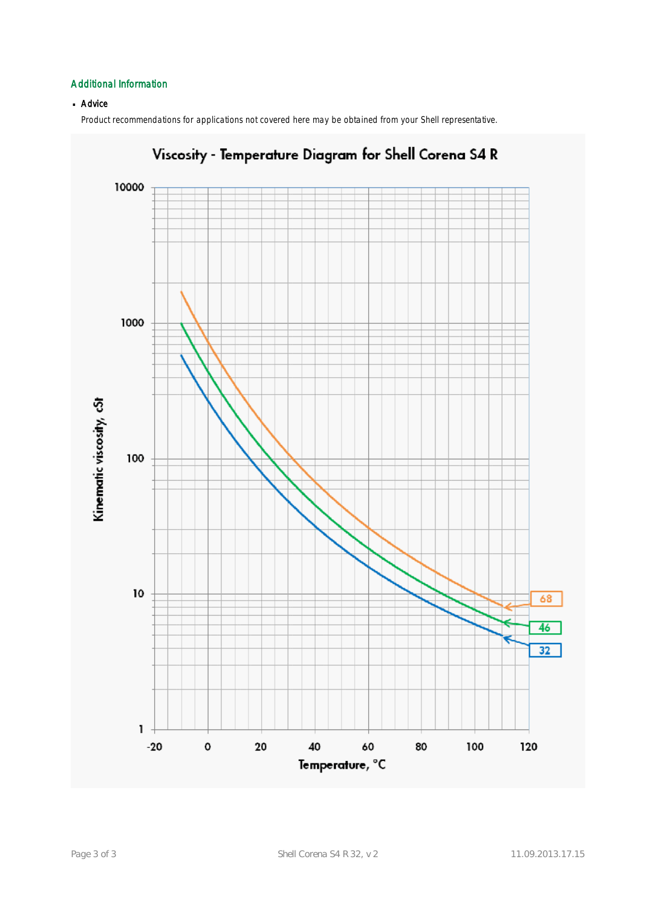## Additional Information

- **Advice**

  Product recommendations for applications not covered here may be obtained from your Shell representative.

Viscosity - Temperature Diagram for Shell Corena S4 R

Kinematic viscosity, cSt

10000

1000

100

10

1

Temperature, °C

-20

0

20

40

60

80

100

120

68

46

32